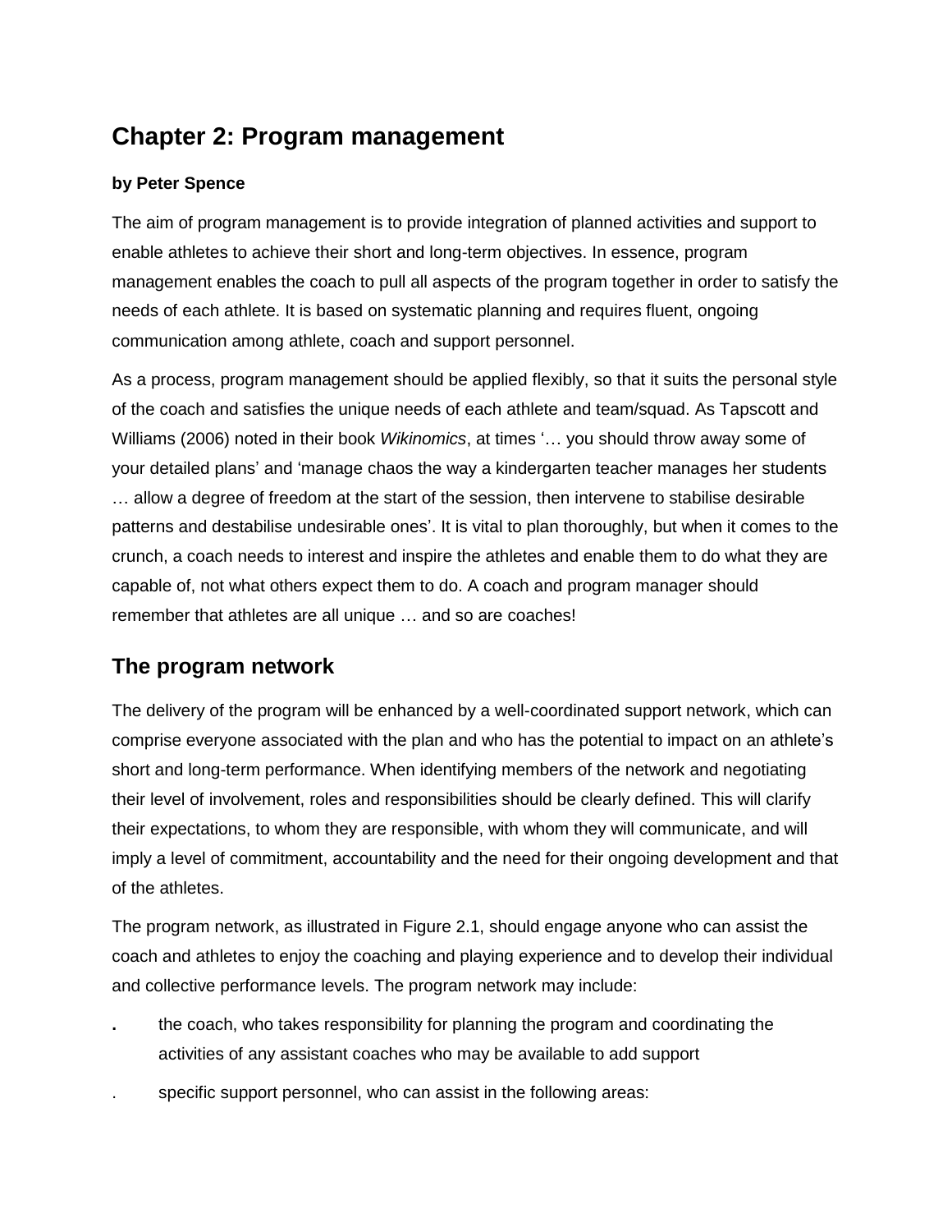# Chapter 2: Program management

**by Peter Spence**

The aim of program management is to provide integration of planned activities and support to enable athletes to achieve their short and long-term objectives. In essence, program management enables the coach to pull all aspects of the program together in order to satisfy the needs of each athlete. It is based on systematic planning and requires fluent, ongoing communication among athlete, coach and support personnel.

As a process, program management should be applied flexibly, so that it suits the personal style of the coach and satisfies the unique needs of each athlete and team/squad. As Tapscott and Williams (2006) noted in their book *Wikinomics*, at times '… you should throw away some of your detailed plans' and 'manage chaos the way a kindergarten teacher manages her students … allow a degree of freedom at the start of the session, then intervene to stabilise desirable patterns and destabilise undesirable ones'. It is vital to plan thoroughly, but when it comes to the crunch, a coach needs to interest and inspire the athletes and enable them to do what they are capable of, not what others expect them to do. A coach and program manager should remember that athletes are all unique … and so are coaches!

## The program network

The delivery of the program will be enhanced by a well-coordinated support network, which can comprise everyone associated with the plan and who has the potential to impact on an athlete's short and long-term performance. When identifying members of the network and negotiating their level of involvement, roles and responsibilities should be clearly defined. This will clarify their expectations, to whom they are responsible, with whom they will communicate, and will imply a level of commitment, accountability and the need for their ongoing development and that of the athletes.

The program network, as illustrated in Figure 2.1, should engage anyone who can assist the coach and athletes to enjoy the coaching and playing experience and to develop their individual and collective performance levels. The program network may include:

- the coach, who takes responsibility for planning the program and coordinating the activities of any assistant coaches who may be available to add support
- specific support personnel, who can assist in the following areas: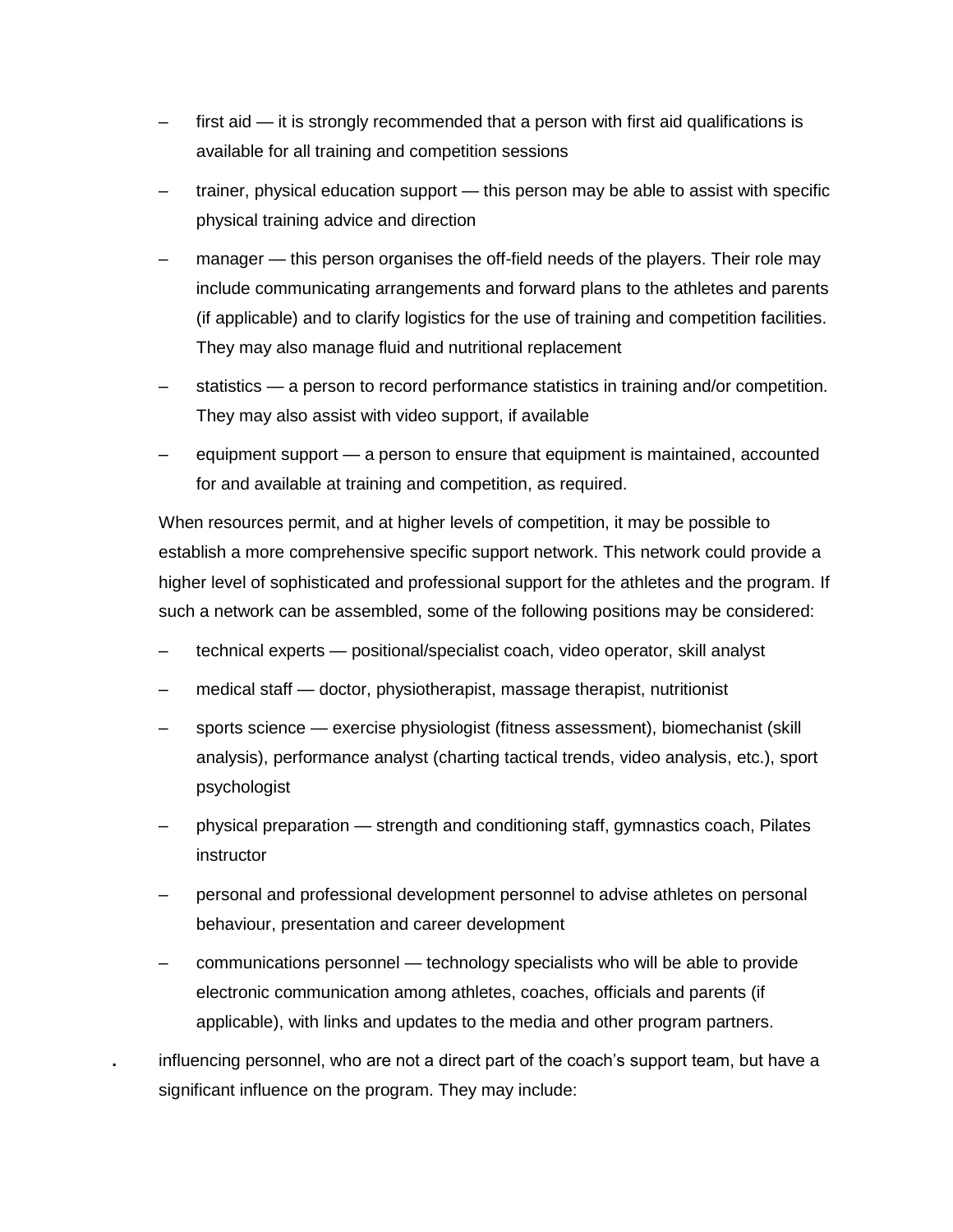- first aid — it is strongly recommended that a person with first aid qualifications is available for all training and competition sessions
  - trainer, physical education support — this person may be able to assist with specific physical training advice and direction
  - manager — this person organises the off-field needs of the players. Their role may include communicating arrangements and forward plans to the athletes and parents (if applicable) and to clarify logistics for the use of training and competition facilities. They may also manage fluid and nutritional replacement
  - statistics — a person to record performance statistics in training and/or competition. They may also assist with video support, if available
  - equipment support — a person to ensure that equipment is maintained, accounted for and available at training and competition, as required.

  When resources permit, and at higher levels of competition, it may be possible to establish a more comprehensive specific support network. This network could provide a higher level of sophisticated and professional support for the athletes and the program. If such a network can be assembled, some of the following positions may be considered:

  - technical experts — positional/specialist coach, video operator, skill analyst
  - medical staff — doctor, physiotherapist, massage therapist, nutritionist
  - sports science — exercise physiologist (fitness assessment), biomechanist (skill analysis), performance analyst (charting tactical trends, video analysis, etc.), sport psychologist
  - physical preparation — strength and conditioning staff, gymnastics coach, Pilates instructor
  - personal and professional development personnel to advise athletes on personal behaviour, presentation and career development
  - communications personnel — technology specialists who will be able to provide electronic communication among athletes, coaches, officials and parents (if applicable), with links and updates to the media and other program partners.

- influencing personnel, who are not a direct part of the coach's support team, but have a significant influence on the program. They may include: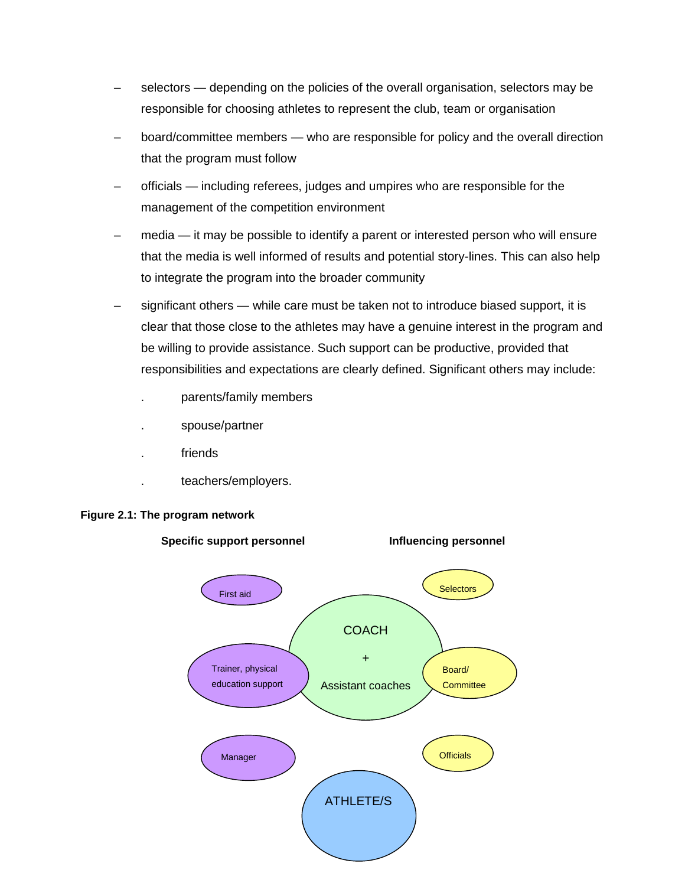- selectors — depending on the policies of the overall organisation, selectors may be responsible for choosing athletes to represent the club, team or organisation
- board/committee members — who are responsible for policy and the overall direction that the program must follow
- officials — including referees, judges and umpires who are responsible for the management of the competition environment
- media — it may be possible to identify a parent or interested person who will ensure that the media is well informed of results and potential story-lines. This can also help to integrate the program into the broader community
- significant others — while care must be taken not to introduce biased support, it is clear that those close to the athletes may have a genuine interest in the program and be willing to provide assistance. Such support can be productive, provided that responsibilities and expectations are clearly defined. Significant others may include:
  - parents/family members
  - spouse/partner
  - friends
  - teachers/employers.

**Figure 2.1: The program network**

**Specific support personnel** | **Influencing personnel**

First aid

Trainer, physical education support

Manager

COACH + Assistant coaches

ATHLETE/S

Selectors

Board/ Committee

Officials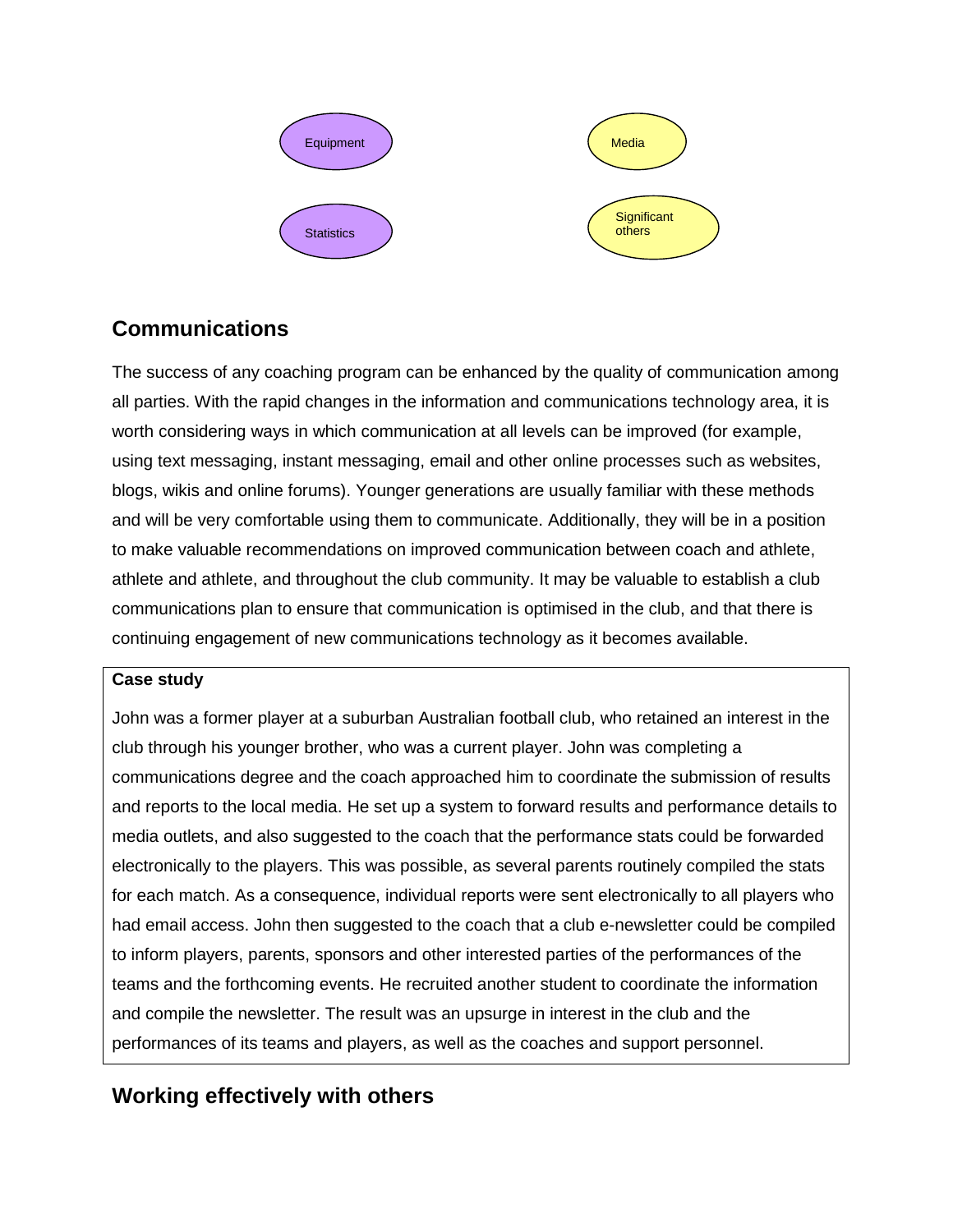Equipment

Statistics

Media

Significant others

## Communications

The success of any coaching program can be enhanced by the quality of communication among all parties. With the rapid changes in the information and communications technology area, it is worth considering ways in which communication at all levels can be improved (for example, using text messaging, instant messaging, email and other online processes such as websites, blogs, wikis and online forums). Younger generations are usually familiar with these methods and will be very comfortable using them to communicate. Additionally, they will be in a position to make valuable recommendations on improved communication between coach and athlete, athlete and athlete, and throughout the club community. It may be valuable to establish a club communications plan to ensure that communication is optimised in the club, and that there is continuing engagement of new communications technology as it becomes available.

**Case study**

John was a former player at a suburban Australian football club, who retained an interest in the club through his younger brother, who was a current player. John was completing a communications degree and the coach approached him to coordinate the submission of results and reports to the local media. He set up a system to forward results and performance details to media outlets, and also suggested to the coach that the performance stats could be forwarded electronically to the players. This was possible, as several parents routinely compiled the stats for each match. As a consequence, individual reports were sent electronically to all players who had email access. John then suggested to the coach that a club e-newsletter could be compiled to inform players, parents, sponsors and other interested parties of the performances of the teams and the forthcoming events. He recruited another student to coordinate the information and compile the newsletter. The result was an upsurge in interest in the club and the performances of its teams and players, as well as the coaches and support personnel.

## Working effectively with others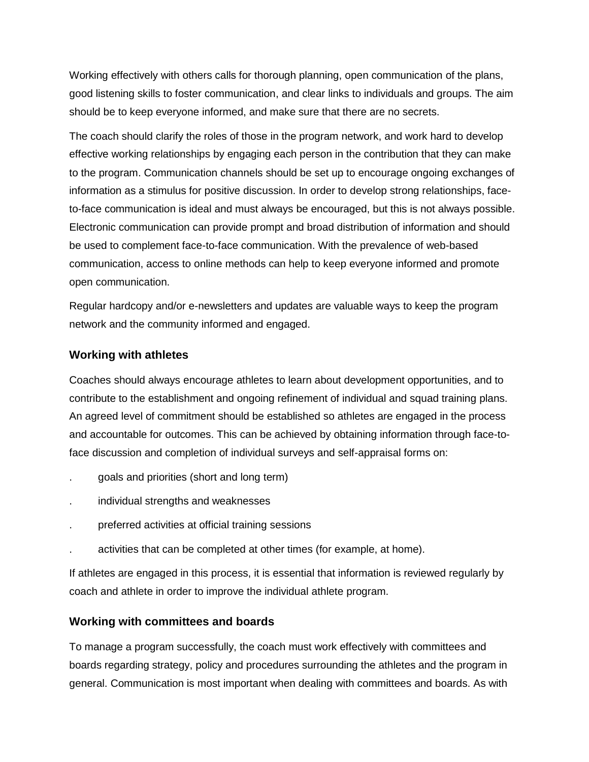Working effectively with others calls for thorough planning, open communication of the plans, good listening skills to foster communication, and clear links to individuals and groups. The aim should be to keep everyone informed, and make sure that there are no secrets.

The coach should clarify the roles of those in the program network, and work hard to develop effective working relationships by engaging each person in the contribution that they can make to the program. Communication channels should be set up to encourage ongoing exchanges of information as a stimulus for positive discussion. In order to develop strong relationships, face-to-face communication is ideal and must always be encouraged, but this is not always possible. Electronic communication can provide prompt and broad distribution of information and should be used to complement face-to-face communication. With the prevalence of web-based communication, access to online methods can help to keep everyone informed and promote open communication.

Regular hardcopy and/or e-newsletters and updates are valuable ways to keep the program network and the community informed and engaged.

### Working with athletes

Coaches should always encourage athletes to learn about development opportunities, and to contribute to the establishment and ongoing refinement of individual and squad training plans. An agreed level of commitment should be established so athletes are engaged in the process and accountable for outcomes. This can be achieved by obtaining information through face-to-face discussion and completion of individual surveys and self-appraisal forms on:

- goals and priorities (short and long term)
- individual strengths and weaknesses
- preferred activities at official training sessions
- activities that can be completed at other times (for example, at home).

If athletes are engaged in this process, it is essential that information is reviewed regularly by coach and athlete in order to improve the individual athlete program.

### Working with committees and boards

To manage a program successfully, the coach must work effectively with committees and boards regarding strategy, policy and procedures surrounding the athletes and the program in general. Communication is most important when dealing with committees and boards. As with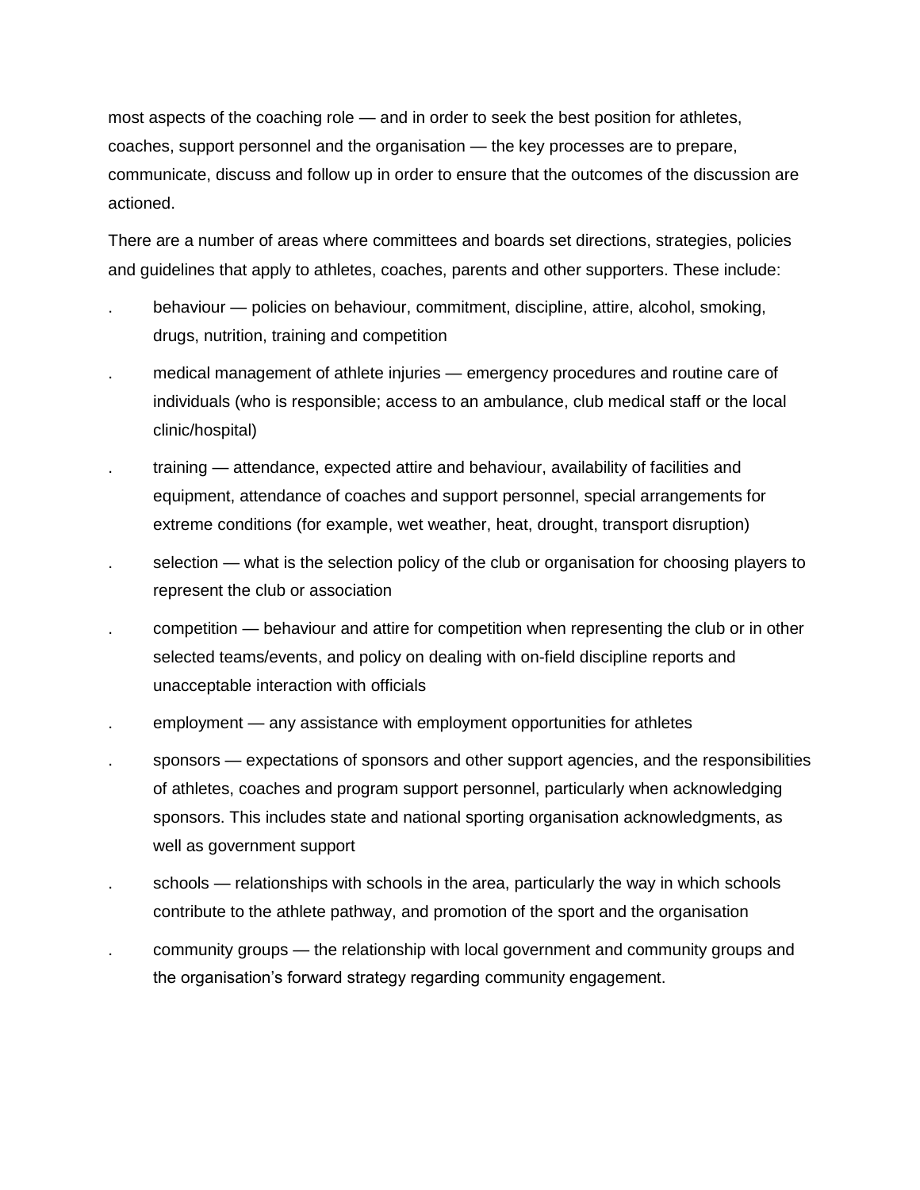most aspects of the coaching role — and in order to seek the best position for athletes, coaches, support personnel and the organisation — the key processes are to prepare, communicate, discuss and follow up in order to ensure that the outcomes of the discussion are actioned.

There are a number of areas where committees and boards set directions, strategies, policies and guidelines that apply to athletes, coaches, parents and other supporters. These include:

- behaviour — policies on behaviour, commitment, discipline, attire, alcohol, smoking, drugs, nutrition, training and competition
- medical management of athlete injuries — emergency procedures and routine care of individuals (who is responsible; access to an ambulance, club medical staff or the local clinic/hospital)
- training — attendance, expected attire and behaviour, availability of facilities and equipment, attendance of coaches and support personnel, special arrangements for extreme conditions (for example, wet weather, heat, drought, transport disruption)
- selection — what is the selection policy of the club or organisation for choosing players to represent the club or association
- competition — behaviour and attire for competition when representing the club or in other selected teams/events, and policy on dealing with on-field discipline reports and unacceptable interaction with officials
- employment — any assistance with employment opportunities for athletes
- sponsors — expectations of sponsors and other support agencies, and the responsibilities of athletes, coaches and program support personnel, particularly when acknowledging sponsors. This includes state and national sporting organisation acknowledgments, as well as government support
- schools — relationships with schools in the area, particularly the way in which schools contribute to the athlete pathway, and promotion of the sport and the organisation
- community groups — the relationship with local government and community groups and the organisation's forward strategy regarding community engagement.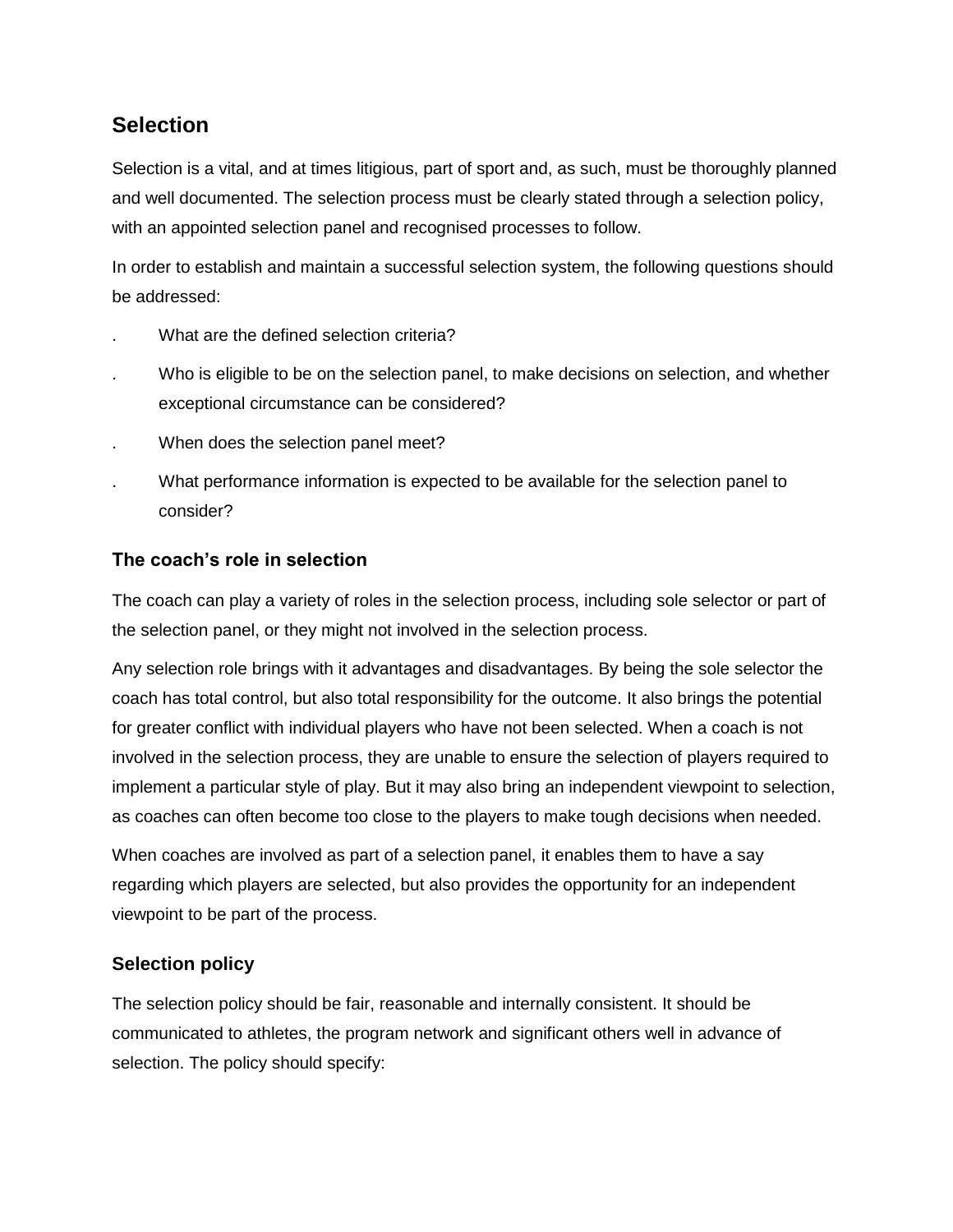## Selection

Selection is a vital, and at times litigious, part of sport and, as such, must be thoroughly planned and well documented. The selection process must be clearly stated through a selection policy, with an appointed selection panel and recognised processes to follow.

In order to establish and maintain a successful selection system, the following questions should be addressed:

- What are the defined selection criteria?
- Who is eligible to be on the selection panel, to make decisions on selection, and whether exceptional circumstance can be considered?
- When does the selection panel meet?
- What performance information is expected to be available for the selection panel to consider?

### The coach's role in selection

The coach can play a variety of roles in the selection process, including sole selector or part of the selection panel, or they might not involved in the selection process.

Any selection role brings with it advantages and disadvantages. By being the sole selector the coach has total control, but also total responsibility for the outcome. It also brings the potential for greater conflict with individual players who have not been selected. When a coach is not involved in the selection process, they are unable to ensure the selection of players required to implement a particular style of play. But it may also bring an independent viewpoint to selection, as coaches can often become too close to the players to make tough decisions when needed.

When coaches are involved as part of a selection panel, it enables them to have a say regarding which players are selected, but also provides the opportunity for an independent viewpoint to be part of the process.

### Selection policy

The selection policy should be fair, reasonable and internally consistent. It should be communicated to athletes, the program network and significant others well in advance of selection. The policy should specify: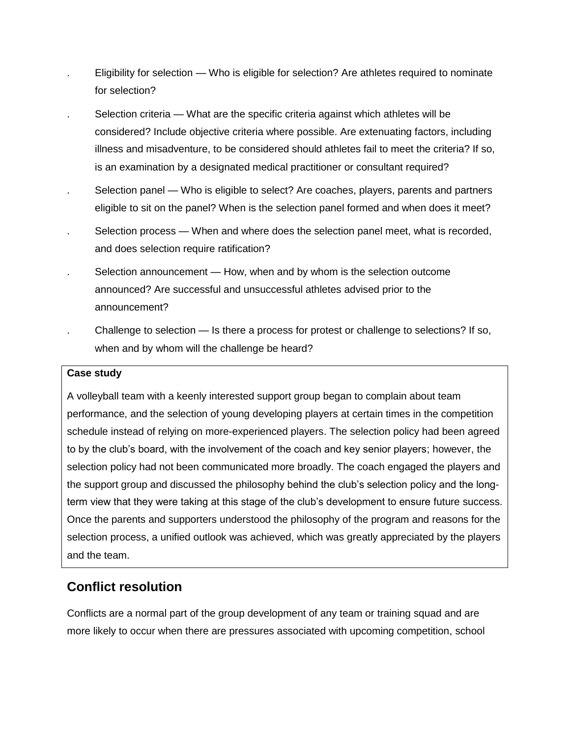- Eligibility for selection — Who is eligible for selection? Are athletes required to nominate for selection?
- Selection criteria — What are the specific criteria against which athletes will be considered? Include objective criteria where possible. Are extenuating factors, including illness and misadventure, to be considered should athletes fail to meet the criteria? If so, is an examination by a designated medical practitioner or consultant required?
- Selection panel — Who is eligible to select? Are coaches, players, parents and partners eligible to sit on the panel? When is the selection panel formed and when does it meet?
- Selection process — When and where does the selection panel meet, what is recorded, and does selection require ratification?
- Selection announcement — How, when and by whom is the selection outcome announced? Are successful and unsuccessful athletes advised prior to the announcement?
- Challenge to selection — Is there a process for protest or challenge to selections? If so, when and by whom will the challenge be heard?

**Case study**

A volleyball team with a keenly interested support group began to complain about team performance, and the selection of young developing players at certain times in the competition schedule instead of relying on more-experienced players. The selection policy had been agreed to by the club's board, with the involvement of the coach and key senior players; however, the selection policy had not been communicated more broadly. The coach engaged the players and the support group and discussed the philosophy behind the club's selection policy and the long-term view that they were taking at this stage of the club's development to ensure future success. Once the parents and supporters understood the philosophy of the program and reasons for the selection process, a unified outlook was achieved, which was greatly appreciated by the players and the team.

## Conflict resolution

Conflicts are a normal part of the group development of any team or training squad and are more likely to occur when there are pressures associated with upcoming competition, school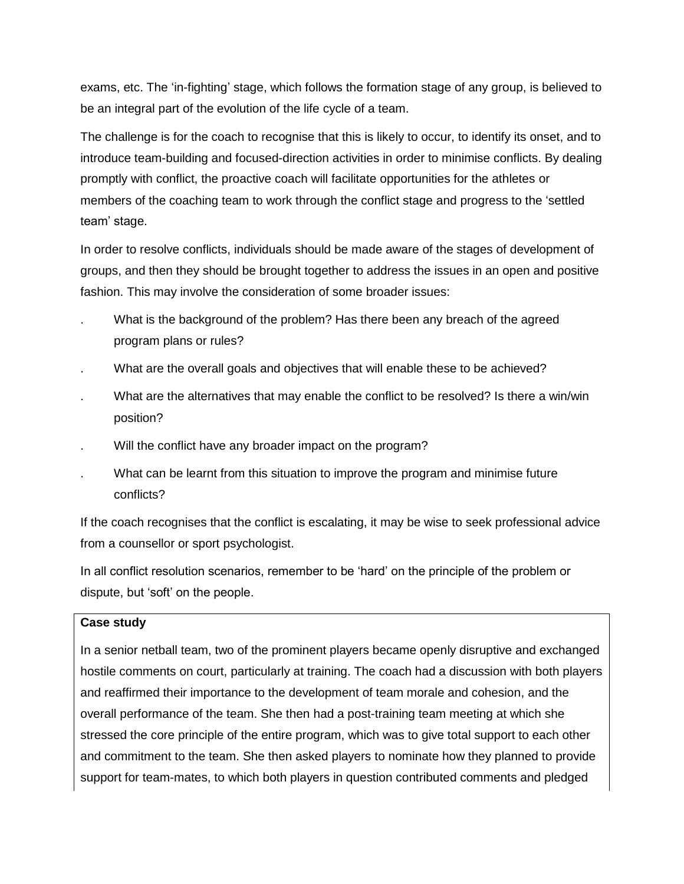exams, etc. The 'in-fighting' stage, which follows the formation stage of any group, is believed to be an integral part of the evolution of the life cycle of a team.

The challenge is for the coach to recognise that this is likely to occur, to identify its onset, and to introduce team-building and focused-direction activities in order to minimise conflicts. By dealing promptly with conflict, the proactive coach will facilitate opportunities for the athletes or members of the coaching team to work through the conflict stage and progress to the 'settled team' stage.

In order to resolve conflicts, individuals should be made aware of the stages of development of groups, and then they should be brought together to address the issues in an open and positive fashion. This may involve the consideration of some broader issues:

- What is the background of the problem? Has there been any breach of the agreed program plans or rules?
- What are the overall goals and objectives that will enable these to be achieved?
- What are the alternatives that may enable the conflict to be resolved? Is there a win/win position?
- Will the conflict have any broader impact on the program?
- What can be learnt from this situation to improve the program and minimise future conflicts?

If the coach recognises that the conflict is escalating, it may be wise to seek professional advice from a counsellor or sport psychologist.

In all conflict resolution scenarios, remember to be 'hard' on the principle of the problem or dispute, but 'soft' on the people.

**Case study**

In a senior netball team, two of the prominent players became openly disruptive and exchanged hostile comments on court, particularly at training. The coach had a discussion with both players and reaffirmed their importance to the development of team morale and cohesion, and the overall performance of the team. She then had a post-training team meeting at which she stressed the core principle of the entire program, which was to give total support to each other and commitment to the team. She then asked players to nominate how they planned to provide support for team-mates, to which both players in question contributed comments and pledged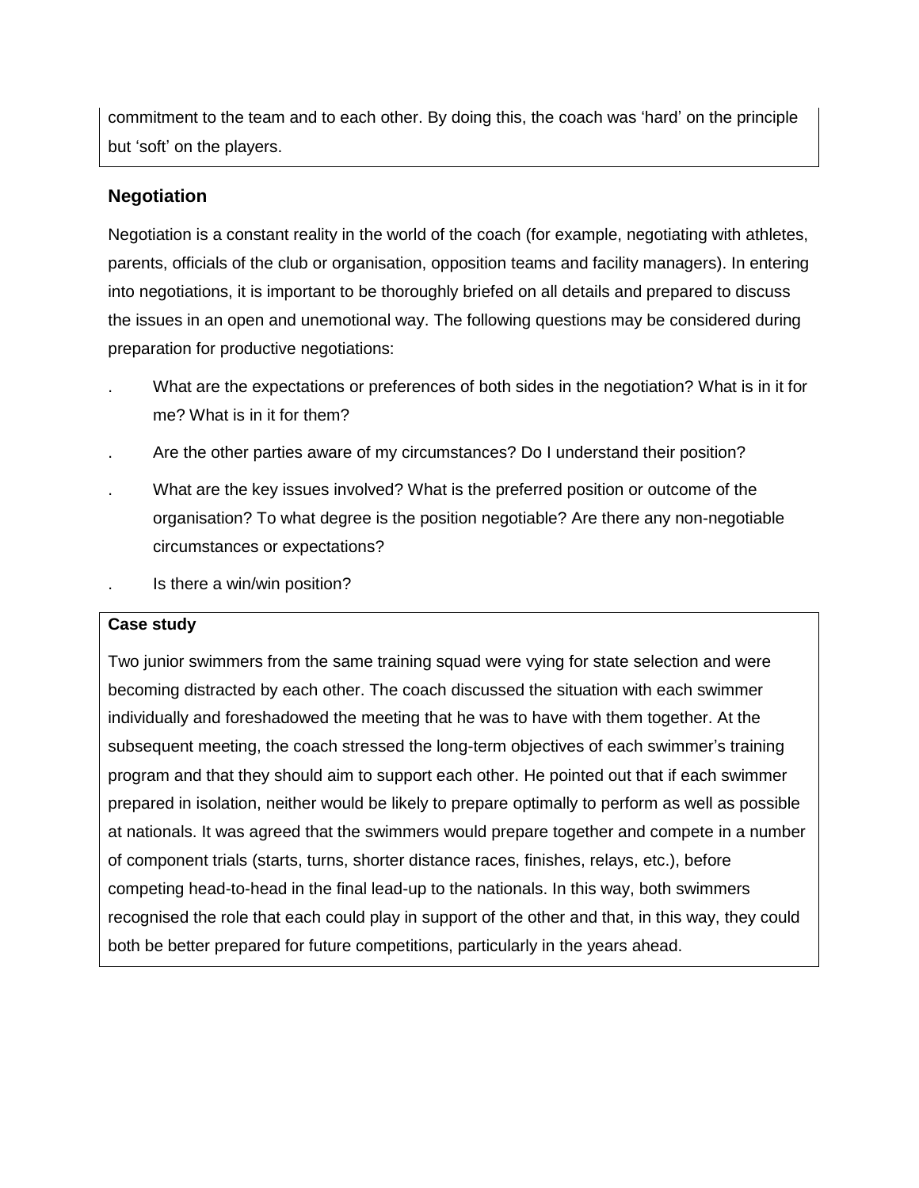commitment to the team and to each other. By doing this, the coach was 'hard' on the principle but 'soft' on the players.

## Negotiation

Negotiation is a constant reality in the world of the coach (for example, negotiating with athletes, parents, officials of the club or organisation, opposition teams and facility managers). In entering into negotiations, it is important to be thoroughly briefed on all details and prepared to discuss the issues in an open and unemotional way. The following questions may be considered during preparation for productive negotiations:

- What are the expectations or preferences of both sides in the negotiation? What is in it for me? What is in it for them?
- Are the other parties aware of my circumstances? Do I understand their position?
- What are the key issues involved? What is the preferred position or outcome of the organisation? To what degree is the position negotiable? Are there any non-negotiable circumstances or expectations?
- Is there a win/win position?

**Case study**

Two junior swimmers from the same training squad were vying for state selection and were becoming distracted by each other. The coach discussed the situation with each swimmer individually and foreshadowed the meeting that he was to have with them together. At the subsequent meeting, the coach stressed the long-term objectives of each swimmer's training program and that they should aim to support each other. He pointed out that if each swimmer prepared in isolation, neither would be likely to prepare optimally to perform as well as possible at nationals. It was agreed that the swimmers would prepare together and compete in a number of component trials (starts, turns, shorter distance races, finishes, relays, etc.), before competing head-to-head in the final lead-up to the nationals. In this way, both swimmers recognised the role that each could play in support of the other and that, in this way, they could both be better prepared for future competitions, particularly in the years ahead.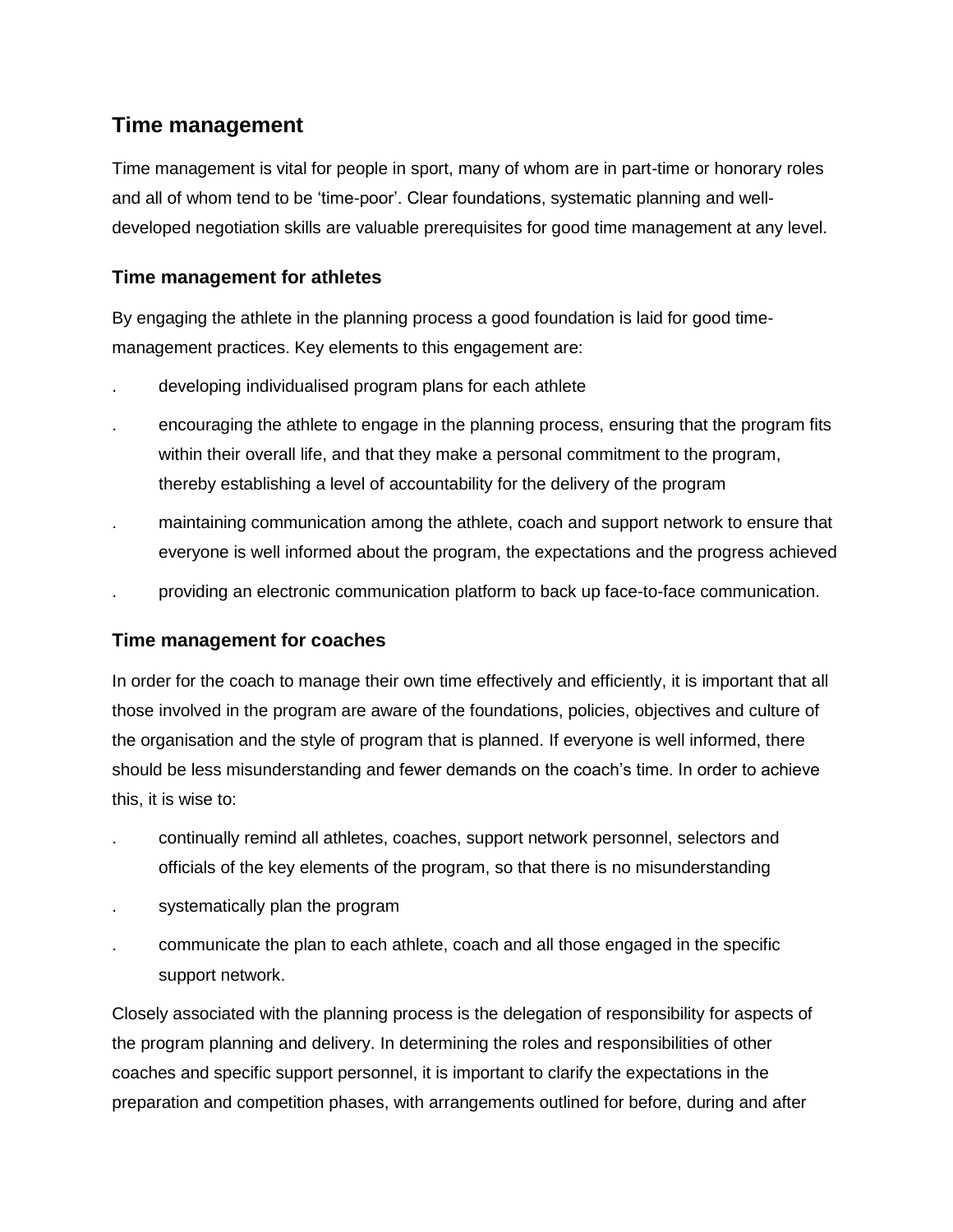## Time management

Time management is vital for people in sport, many of whom are in part-time or honorary roles and all of whom tend to be 'time-poor'. Clear foundations, systematic planning and well-developed negotiation skills are valuable prerequisites for good time management at any level.

### Time management for athletes

By engaging the athlete in the planning process a good foundation is laid for good time-management practices. Key elements to this engagement are:

- developing individualised program plans for each athlete
- encouraging the athlete to engage in the planning process, ensuring that the program fits within their overall life, and that they make a personal commitment to the program, thereby establishing a level of accountability for the delivery of the program
- maintaining communication among the athlete, coach and support network to ensure that everyone is well informed about the program, the expectations and the progress achieved
- providing an electronic communication platform to back up face-to-face communication.

### Time management for coaches

In order for the coach to manage their own time effectively and efficiently, it is important that all those involved in the program are aware of the foundations, policies, objectives and culture of the organisation and the style of program that is planned. If everyone is well informed, there should be less misunderstanding and fewer demands on the coach's time. In order to achieve this, it is wise to:

- continually remind all athletes, coaches, support network personnel, selectors and officials of the key elements of the program, so that there is no misunderstanding
- systematically plan the program
- communicate the plan to each athlete, coach and all those engaged in the specific support network.

Closely associated with the planning process is the delegation of responsibility for aspects of the program planning and delivery. In determining the roles and responsibilities of other coaches and specific support personnel, it is important to clarify the expectations in the preparation and competition phases, with arrangements outlined for before, during and after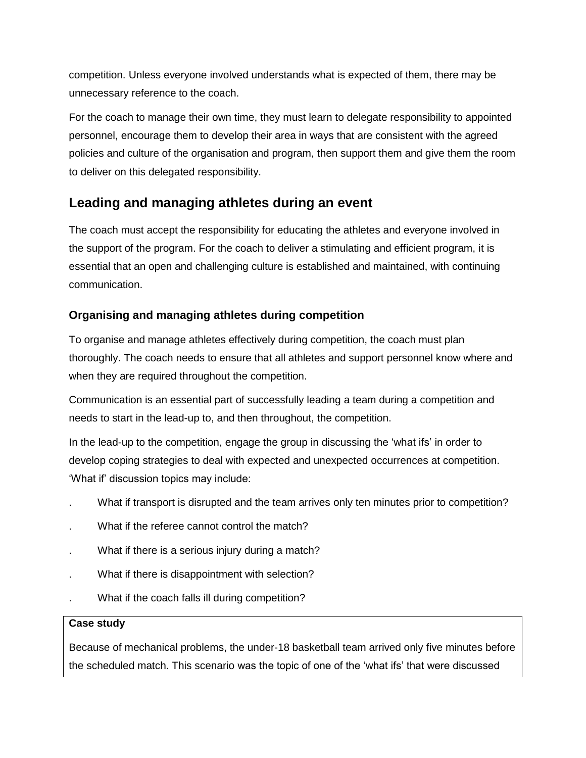competition. Unless everyone involved understands what is expected of them, there may be unnecessary reference to the coach.

For the coach to manage their own time, they must learn to delegate responsibility to appointed personnel, encourage them to develop their area in ways that are consistent with the agreed policies and culture of the organisation and program, then support them and give them the room to deliver on this delegated responsibility.

## Leading and managing athletes during an event

The coach must accept the responsibility for educating the athletes and everyone involved in the support of the program. For the coach to deliver a stimulating and efficient program, it is essential that an open and challenging culture is established and maintained, with continuing communication.

### Organising and managing athletes during competition

To organise and manage athletes effectively during competition, the coach must plan thoroughly. The coach needs to ensure that all athletes and support personnel know where and when they are required throughout the competition.

Communication is an essential part of successfully leading a team during a competition and needs to start in the lead-up to, and then throughout, the competition.

In the lead-up to the competition, engage the group in discussing the 'what ifs' in order to develop coping strategies to deal with expected and unexpected occurrences at competition. 'What if' discussion topics may include:

- What if transport is disrupted and the team arrives only ten minutes prior to competition?
- What if the referee cannot control the match?
- What if there is a serious injury during a match?
- What if there is disappointment with selection?
- What if the coach falls ill during competition?

**Case study**

Because of mechanical problems, the under-18 basketball team arrived only five minutes before the scheduled match. This scenario was the topic of one of the 'what ifs' that were discussed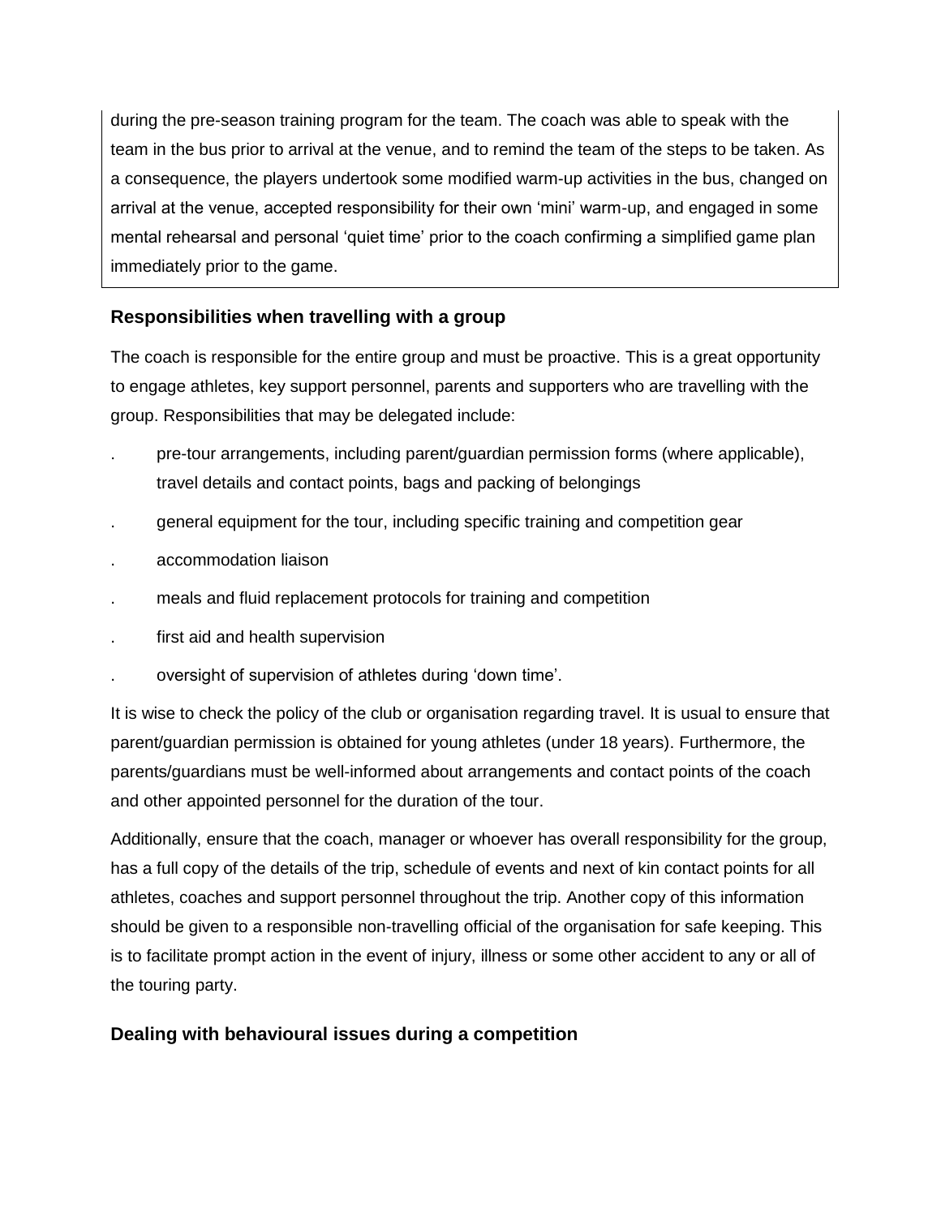during the pre-season training program for the team. The coach was able to speak with the team in the bus prior to arrival at the venue, and to remind the team of the steps to be taken. As a consequence, the players undertook some modified warm-up activities in the bus, changed on arrival at the venue, accepted responsibility for their own 'mini' warm-up, and engaged in some mental rehearsal and personal 'quiet time' prior to the coach confirming a simplified game plan immediately prior to the game.

### Responsibilities when travelling with a group

The coach is responsible for the entire group and must be proactive. This is a great opportunity to engage athletes, key support personnel, parents and supporters who are travelling with the group. Responsibilities that may be delegated include:

- pre-tour arrangements, including parent/guardian permission forms (where applicable), travel details and contact points, bags and packing of belongings
- general equipment for the tour, including specific training and competition gear
- accommodation liaison
- meals and fluid replacement protocols for training and competition
- first aid and health supervision
- oversight of supervision of athletes during 'down time'.

It is wise to check the policy of the club or organisation regarding travel. It is usual to ensure that parent/guardian permission is obtained for young athletes (under 18 years). Furthermore, the parents/guardians must be well-informed about arrangements and contact points of the coach and other appointed personnel for the duration of the tour.

Additionally, ensure that the coach, manager or whoever has overall responsibility for the group, has a full copy of the details of the trip, schedule of events and next of kin contact points for all athletes, coaches and support personnel throughout the trip. Another copy of this information should be given to a responsible non-travelling official of the organisation for safe keeping. This is to facilitate prompt action in the event of injury, illness or some other accident to any or all of the touring party.

### Dealing with behavioural issues during a competition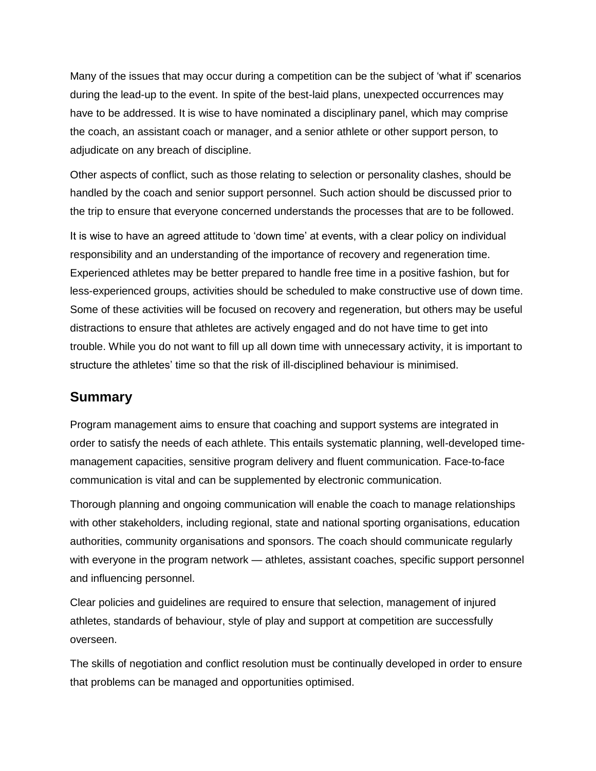Many of the issues that may occur during a competition can be the subject of ‘what if’ scenarios during the lead-up to the event. In spite of the best-laid plans, unexpected occurrences may have to be addressed. It is wise to have nominated a disciplinary panel, which may comprise the coach, an assistant coach or manager, and a senior athlete or other support person, to adjudicate on any breach of discipline.

Other aspects of conflict, such as those relating to selection or personality clashes, should be handled by the coach and senior support personnel. Such action should be discussed prior to the trip to ensure that everyone concerned understands the processes that are to be followed.

It is wise to have an agreed attitude to ‘down time’ at events, with a clear policy on individual responsibility and an understanding of the importance of recovery and regeneration time. Experienced athletes may be better prepared to handle free time in a positive fashion, but for less-experienced groups, activities should be scheduled to make constructive use of down time. Some of these activities will be focused on recovery and regeneration, but others may be useful distractions to ensure that athletes are actively engaged and do not have time to get into trouble. While you do not want to fill up all down time with unnecessary activity, it is important to structure the athletes’ time so that the risk of ill-disciplined behaviour is minimised.

## Summary

Program management aims to ensure that coaching and support systems are integrated in order to satisfy the needs of each athlete. This entails systematic planning, well-developed time-management capacities, sensitive program delivery and fluent communication. Face-to-face communication is vital and can be supplemented by electronic communication.

Thorough planning and ongoing communication will enable the coach to manage relationships with other stakeholders, including regional, state and national sporting organisations, education authorities, community organisations and sponsors. The coach should communicate regularly with everyone in the program network — athletes, assistant coaches, specific support personnel and influencing personnel.

Clear policies and guidelines are required to ensure that selection, management of injured athletes, standards of behaviour, style of play and support at competition are successfully overseen.

The skills of negotiation and conflict resolution must be continually developed in order to ensure that problems can be managed and opportunities optimised.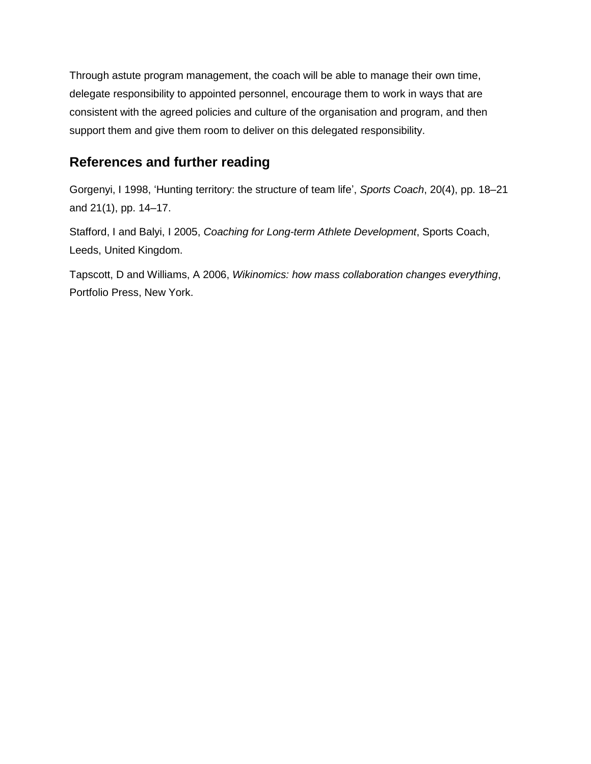Through astute program management, the coach will be able to manage their own time, delegate responsibility to appointed personnel, encourage them to work in ways that are consistent with the agreed policies and culture of the organisation and program, and then support them and give them room to deliver on this delegated responsibility.

## References and further reading

Gorgenyi, I 1998, 'Hunting territory: the structure of team life', *Sports Coach*, 20(4), pp. 18–21 and 21(1), pp. 14–17.

Stafford, I and Balyi, I 2005, *Coaching for Long-term Athlete Development*, Sports Coach, Leeds, United Kingdom.

Tapscott, D and Williams, A 2006, *Wikinomics: how mass collaboration changes everything*, Portfolio Press, New York.